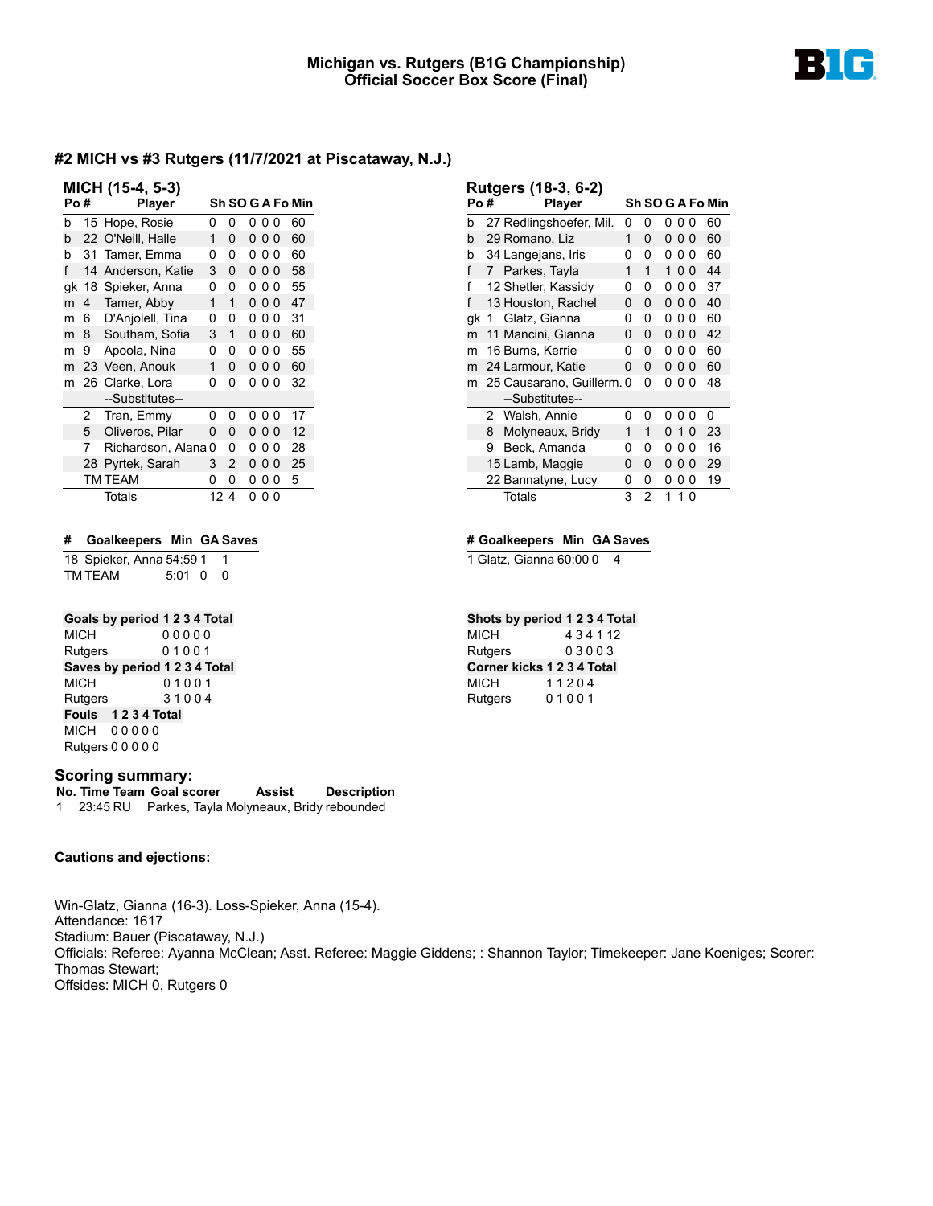# Michigan vs. Rutgers (B1G Championship)
# Official Soccer Box Score (Final)

## #2 MICH vs #3 Rutgers (11/7/2021 at Piscataway, N.J.)

### MICH (15-4, 5-3)

| Po | # | Player | Sh | SO | G | A | Fo | Min |
|---|---|---|---|---|---|---|---|---|
| b | 15 | Hope, Rosie | 0 | 0 | 0 | 0 | 0 | 60 |
| b | 22 | O'Neill, Halle | 1 | 0 | 0 | 0 | 0 | 60 |
| b | 31 | Tamer, Emma | 0 | 0 | 0 | 0 | 0 | 60 |
| f | 14 | Anderson, Katie | 3 | 0 | 0 | 0 | 0 | 58 |
| gk | 18 | Spieker, Anna | 0 | 0 | 0 | 0 | 0 | 55 |
| m | 4 | Tamer, Abby | 1 | 1 | 0 | 0 | 0 | 47 |
| m | 6 | D'Anjolell, Tina | 0 | 0 | 0 | 0 | 0 | 31 |
| m | 8 | Southam, Sofia | 3 | 1 | 0 | 0 | 0 | 60 |
| m | 9 | Apoola, Nina | 0 | 0 | 0 | 0 | 0 | 55 |
| m | 23 | Veen, Anouk | 1 | 0 | 0 | 0 | 0 | 60 |
| m | 26 | Clarke, Lora | 0 | 0 | 0 | 0 | 0 | 32 |
| | | --Substitutes-- | | | | | | |
| | 2 | Tran, Emmy | 0 | 0 | 0 | 0 | 0 | 17 |
| | 5 | Oliveros, Pilar | 0 | 0 | 0 | 0 | 0 | 12 |
| | 7 | Richardson, Alana | 0 | 0 | 0 | 0 | 0 | 28 |
| | 28 | Pyrtek, Sarah | 3 | 2 | 0 | 0 | 0 | 25 |
| | TM | TEAM | 0 | 0 | 0 | 0 | 0 | 5 |
| | | Totals | 12 | 4 | 0 | 0 | 0 | |

### Rutgers (18-3, 6-2)

| Po | # | Player | Sh | SO | G | A | Fo | Min |
|---|---|---|---|---|---|---|---|---|
| b | 27 | Redlingshoefer, Mil. | 0 | 0 | 0 | 0 | 0 | 60 |
| b | 29 | Romano, Liz | 1 | 0 | 0 | 0 | 0 | 60 |
| b | 34 | Langejans, Iris | 0 | 0 | 0 | 0 | 0 | 60 |
| f | 7 | Parkes, Tayla | 1 | 1 | 1 | 0 | 0 | 44 |
| f | 12 | Shetler, Kassidy | 0 | 0 | 0 | 0 | 0 | 37 |
| f | 13 | Houston, Rachel | 0 | 0 | 0 | 0 | 0 | 40 |
| gk | 1 | Glatz, Gianna | 0 | 0 | 0 | 0 | 0 | 60 |
| m | 11 | Mancini, Gianna | 0 | 0 | 0 | 0 | 0 | 42 |
| m | 16 | Burns, Kerrie | 0 | 0 | 0 | 0 | 0 | 60 |
| m | 24 | Larmour, Katie | 0 | 0 | 0 | 0 | 0 | 60 |
| m | 25 | Causarano, Guillerm. | 0 | 0 | 0 | 0 | 0 | 48 |
| | | --Substitutes-- | | | | | | |
| | 2 | Walsh, Annie | 0 | 0 | 0 | 0 | 0 | 0 |
| | 8 | Molyneaux, Bridy | 1 | 1 | 0 | 1 | 0 | 23 |
| | 9 | Beck, Amanda | 0 | 0 | 0 | 0 | 0 | 16 |
| | 15 | Lamb, Maggie | 0 | 0 | 0 | 0 | 0 | 29 |
| | 22 | Bannatyne, Lucy | 0 | 0 | 0 | 0 | 0 | 19 |
| | | Totals | 3 | 2 | 1 | 1 | 0 | |

| # | Goalkeepers | Min | GA | Saves |
|---|---|---|---|---|
| 18 | Spieker, Anna | 54:59 | 1 | 1 |
| TM | TEAM | 5:01 | 0 | 0 |

| # | Goalkeepers | Min | GA | Saves |
|---|---|---|---|---|
| 1 | Glatz, Gianna | 60:00 | 0 | 4 |

| Goals by period | 1 | 2 | 3 | 4 | Total |
|---|---|---|---|---|---|
| MICH | 0 | 0 | 0 | 0 | 0 |
| Rutgers | 0 | 1 | 0 | 0 | 1 |

| Saves by period | 1 | 2 | 3 | 4 | Total |
|---|---|---|---|---|---|
| MICH | 0 | 1 | 0 | 0 | 1 |
| Rutgers | 3 | 1 | 0 | 0 | 4 |

| Fouls | 1 | 2 | 3 | 4 | Total |
|---|---|---|---|---|---|
| MICH | 0 | 0 | 0 | 0 | 0 |
| Rutgers | 0 | 0 | 0 | 0 | 0 |

| Shots by period | 1 | 2 | 3 | 4 | Total |
|---|---|---|---|---|---|
| MICH | 4 | 3 | 4 | 1 | 12 |
| Rutgers | 0 | 3 | 0 | 0 | 3 |

| Corner kicks | 1 | 2 | 3 | 4 | Total |
|---|---|---|---|---|---|
| MICH | 1 | 1 | 2 | 0 | 4 |
| Rutgers | 0 | 1 | 0 | 0 | 1 |

### Scoring summary:

| No. | Time | Team | Goal scorer | Assist | Description |
|---|---|---|---|---|---|
| 1 | 23:45 | RU | Parkes, Tayla | Molyneaux, Bridy | rebounded |

### Cautions and ejections:

Win-Glatz, Gianna (16-3). Loss-Spieker, Anna (15-4).
Attendance: 1617
Stadium: Bauer (Piscataway, N.J.)
Officials: Referee: Ayanna McClean; Asst. Referee: Maggie Giddens; : Shannon Taylor; Timekeeper: Jane Koeniges; Scorer: Thomas Stewart;
Offsides: MICH 0, Rutgers 0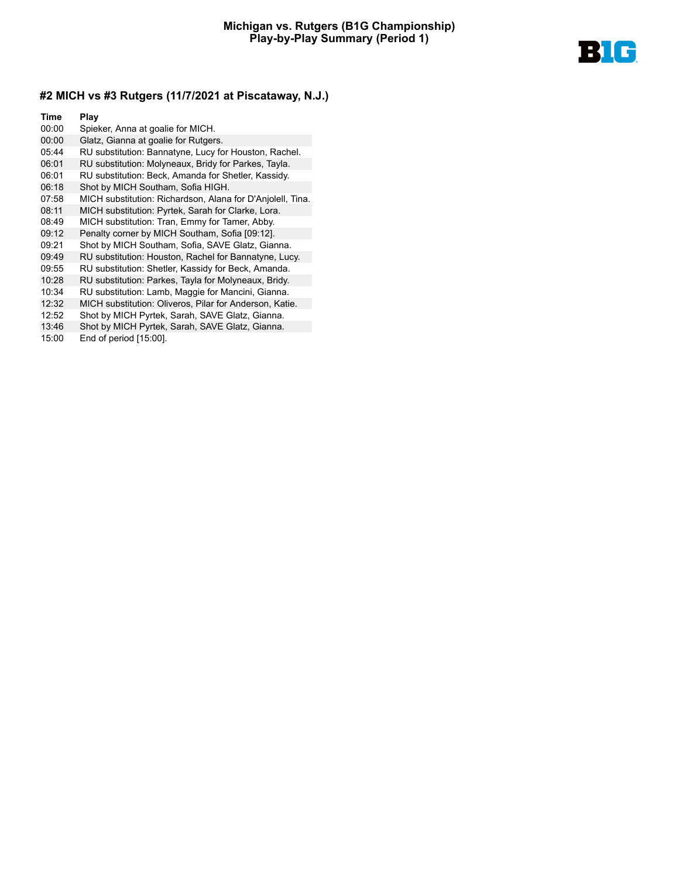# Michigan vs. Rutgers (B1G Championship)
## Play-by-Play Summary (Period 1)

B1G

### #2 MICH vs #3 Rutgers (11/7/2021 at Piscataway, N.J.)

| Time | Play |
|---|---|
| 00:00 | Spieker, Anna at goalie for MICH. |
| 00:00 | Glatz, Gianna at goalie for Rutgers. |
| 05:44 | RU substitution: Bannatyne, Lucy for Houston, Rachel. |
| 06:01 | RU substitution: Molyneaux, Bridy for Parkes, Tayla. |
| 06:01 | RU substitution: Beck, Amanda for Shetler, Kassidy. |
| 06:18 | Shot by MICH Southam, Sofia HIGH. |
| 07:58 | MICH substitution: Richardson, Alana for D'Anjolell, Tina. |
| 08:11 | MICH substitution: Pyrtek, Sarah for Clarke, Lora. |
| 08:49 | MICH substitution: Tran, Emmy for Tamer, Abby. |
| 09:12 | Penalty corner by MICH Southam, Sofia [09:12]. |
| 09:21 | Shot by MICH Southam, Sofia, SAVE Glatz, Gianna. |
| 09:49 | RU substitution: Houston, Rachel for Bannatyne, Lucy. |
| 09:55 | RU substitution: Shetler, Kassidy for Beck, Amanda. |
| 10:28 | RU substitution: Parkes, Tayla for Molyneaux, Bridy. |
| 10:34 | RU substitution: Lamb, Maggie for Mancini, Gianna. |
| 12:32 | MICH substitution: Oliveros, Pilar for Anderson, Katie. |
| 12:52 | Shot by MICH Pyrtek, Sarah, SAVE Glatz, Gianna. |
| 13:46 | Shot by MICH Pyrtek, Sarah, SAVE Glatz, Gianna. |
| 15:00 | End of period [15:00]. |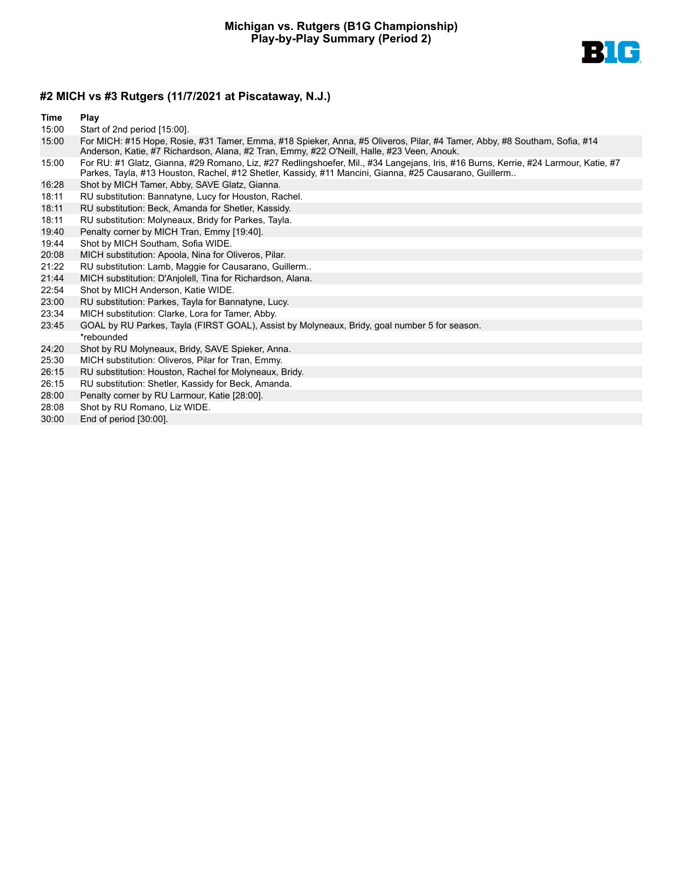# Michigan vs. Rutgers (B1G Championship)
## Play-by-Play Summary (Period 2)

### #2 MICH vs #3 Rutgers (11/7/2021 at Piscataway, N.J.)

| Time | Play |
|---|---|
| 15:00 | Start of 2nd period [15:00]. |
| 15:00 | For MICH: #15 Hope, Rosie, #31 Tamer, Emma, #18 Spieker, Anna, #5 Oliveros, Pilar, #4 Tamer, Abby, #8 Southam, Sofia, #14 Anderson, Katie, #7 Richardson, Alana, #2 Tran, Emmy, #22 O'Neill, Halle, #23 Veen, Anouk. |
| 15:00 | For RU: #1 Glatz, Gianna, #29 Romano, Liz, #27 Redlingshoefer, Mil., #34 Langejans, Iris, #16 Burns, Kerrie, #24 Larmour, Katie, #7 Parkes, Tayla, #13 Houston, Rachel, #12 Shetler, Kassidy, #11 Mancini, Gianna, #25 Causarano, Guillerm.. |
| 16:28 | Shot by MICH Tamer, Abby, SAVE Glatz, Gianna. |
| 18:11 | RU substitution: Bannatyne, Lucy for Houston, Rachel. |
| 18:11 | RU substitution: Beck, Amanda for Shetler, Kassidy. |
| 18:11 | RU substitution: Molyneaux, Bridy for Parkes, Tayla. |
| 19:40 | Penalty corner by MICH Tran, Emmy [19:40]. |
| 19:44 | Shot by MICH Southam, Sofia WIDE. |
| 20:08 | MICH substitution: Apoola, Nina for Oliveros, Pilar. |
| 21:22 | RU substitution: Lamb, Maggie for Causarano, Guillerm.. |
| 21:44 | MICH substitution: D'Anjolell, Tina for Richardson, Alana. |
| 22:54 | Shot by MICH Anderson, Katie WIDE. |
| 23:00 | RU substitution: Parkes, Tayla for Bannatyne, Lucy. |
| 23:34 | MICH substitution: Clarke, Lora for Tamer, Abby. |
| 23:45 | GOAL by RU Parkes, Tayla (FIRST GOAL), Assist by Molyneaux, Bridy, goal number 5 for season. *rebounded |
| 24:20 | Shot by RU Molyneaux, Bridy, SAVE Spieker, Anna. |
| 25:30 | MICH substitution: Oliveros, Pilar for Tran, Emmy. |
| 26:15 | RU substitution: Houston, Rachel for Molyneaux, Bridy. |
| 26:15 | RU substitution: Shetler, Kassidy for Beck, Amanda. |
| 28:00 | Penalty corner by RU Larmour, Katie [28:00]. |
| 28:08 | Shot by RU Romano, Liz WIDE. |
| 30:00 | End of period [30:00]. |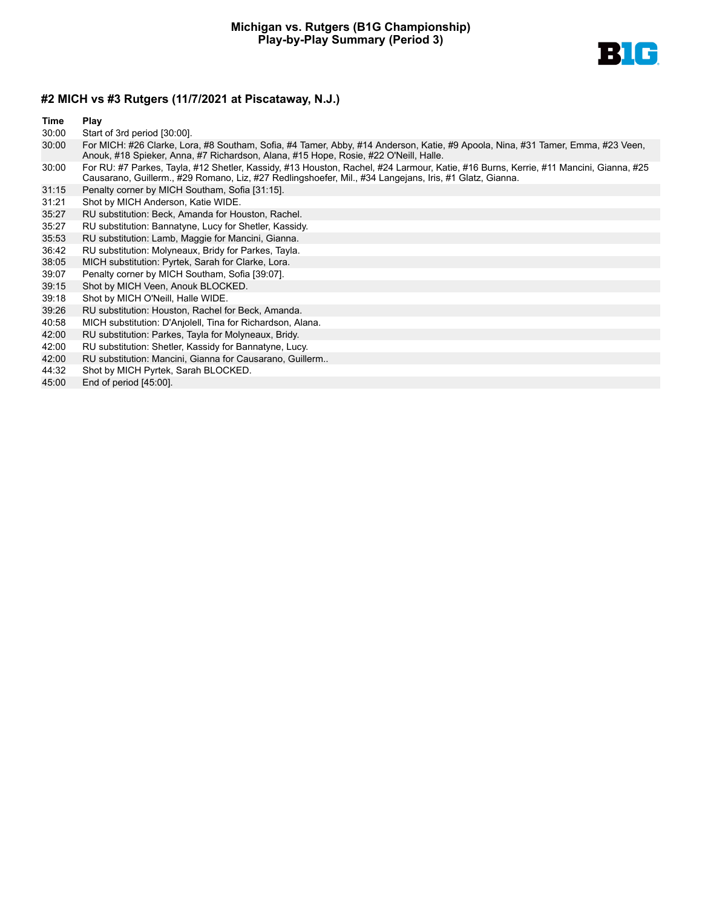# Michigan vs. Rutgers (B1G Championship)
## Play-by-Play Summary (Period 3)

### #2 MICH vs #3 Rutgers (11/7/2021 at Piscataway, N.J.)

| Time | Play |
| --- | --- |
| 30:00 | Start of 3rd period [30:00]. |
| 30:00 | For MICH: #26 Clarke, Lora, #8 Southam, Sofia, #4 Tamer, Abby, #14 Anderson, Katie, #9 Apoola, Nina, #31 Tamer, Emma, #23 Veen, Anouk, #18 Spieker, Anna, #7 Richardson, Alana, #15 Hope, Rosie, #22 O'Neill, Halle. |
| 30:00 | For RU: #7 Parkes, Tayla, #12 Shetler, Kassidy, #13 Houston, Rachel, #24 Larmour, Katie, #16 Burns, Kerrie, #11 Mancini, Gianna, #25 Causarano, Guillerm., #29 Romano, Liz, #27 Redlingshoefer, Mil., #34 Langejans, Iris, #1 Glatz, Gianna. |
| 31:15 | Penalty corner by MICH Southam, Sofia [31:15]. |
| 31:21 | Shot by MICH Anderson, Katie WIDE. |
| 35:27 | RU substitution: Beck, Amanda for Houston, Rachel. |
| 35:27 | RU substitution: Bannatyne, Lucy for Shetler, Kassidy. |
| 35:53 | RU substitution: Lamb, Maggie for Mancini, Gianna. |
| 36:42 | RU substitution: Molyneaux, Bridy for Parkes, Tayla. |
| 38:05 | MICH substitution: Pyrtek, Sarah for Clarke, Lora. |
| 39:07 | Penalty corner by MICH Southam, Sofia [39:07]. |
| 39:15 | Shot by MICH Veen, Anouk BLOCKED. |
| 39:18 | Shot by MICH O'Neill, Halle WIDE. |
| 39:26 | RU substitution: Houston, Rachel for Beck, Amanda. |
| 40:58 | MICH substitution: D'Anjolell, Tina for Richardson, Alana. |
| 42:00 | RU substitution: Parkes, Tayla for Molyneaux, Bridy. |
| 42:00 | RU substitution: Shetler, Kassidy for Bannatyne, Lucy. |
| 42:00 | RU substitution: Mancini, Gianna for Causarano, Guillerm.. |
| 44:32 | Shot by MICH Pyrtek, Sarah BLOCKED. |
| 45:00 | End of period [45:00]. |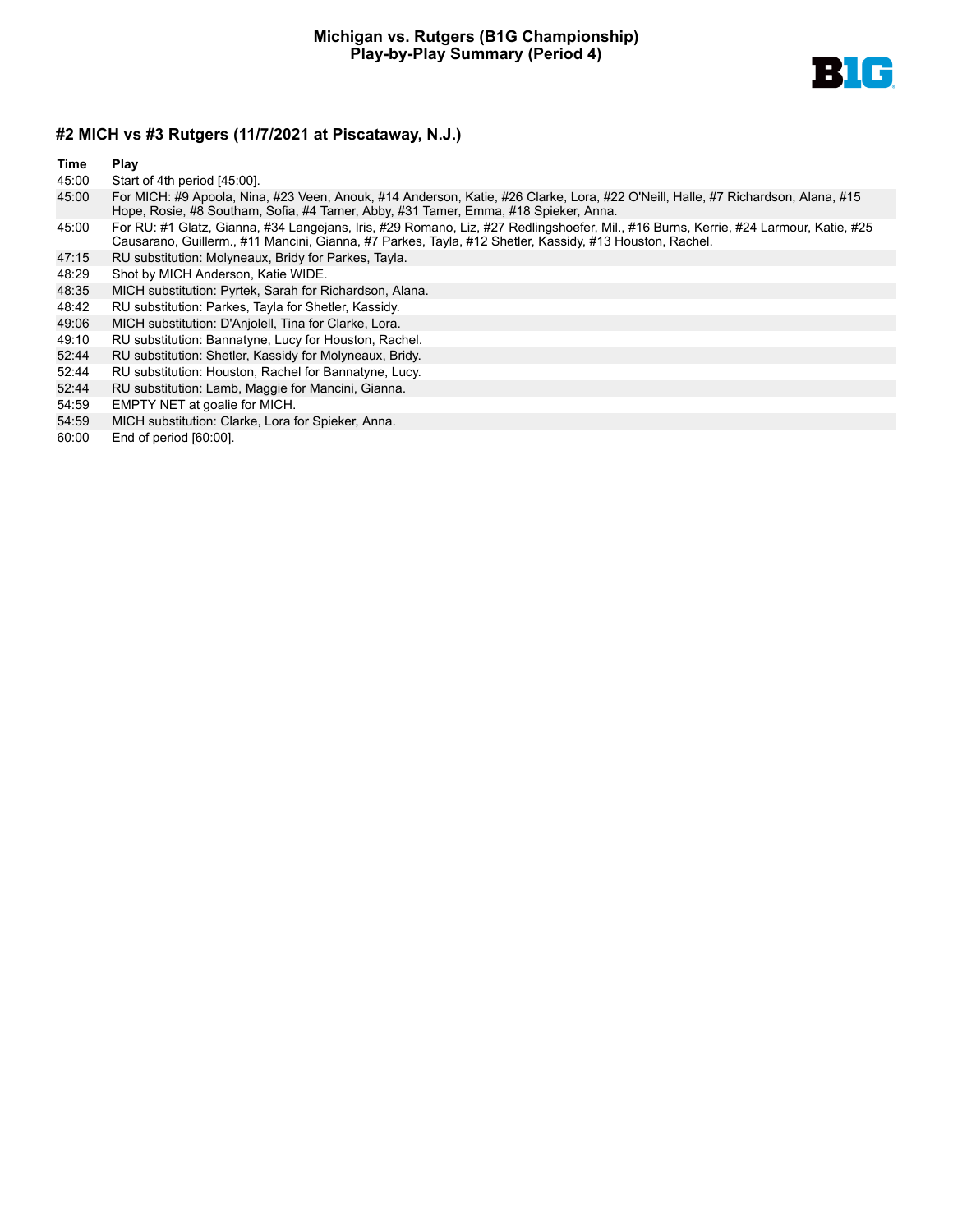# Michigan vs. Rutgers (B1G Championship)
## Play-by-Play Summary (Period 4)

### #2 MICH vs #3 Rutgers (11/7/2021 at Piscataway, N.J.)

| Time | Play |
|---|---|
| 45:00 | Start of 4th period [45:00]. |
| 45:00 | For MICH: #9 Apoola, Nina, #23 Veen, Anouk, #14 Anderson, Katie, #26 Clarke, Lora, #22 O'Neill, Halle, #7 Richardson, Alana, #15 Hope, Rosie, #8 Southam, Sofia, #4 Tamer, Abby, #31 Tamer, Emma, #18 Spieker, Anna. |
| 45:00 | For RU: #1 Glatz, Gianna, #34 Langejans, Iris, #29 Romano, Liz, #27 Redlingshoefer, Mil., #16 Burns, Kerrie, #24 Larmour, Katie, #25 Causarano, Guillerm., #11 Mancini, Gianna, #7 Parkes, Tayla, #12 Shetler, Kassidy, #13 Houston, Rachel. |
| 47:15 | RU substitution: Molyneaux, Bridy for Parkes, Tayla. |
| 48:29 | Shot by MICH Anderson, Katie WIDE. |
| 48:35 | MICH substitution: Pyrtek, Sarah for Richardson, Alana. |
| 48:42 | RU substitution: Parkes, Tayla for Shetler, Kassidy. |
| 49:06 | MICH substitution: D'Anjolell, Tina for Clarke, Lora. |
| 49:10 | RU substitution: Bannatyne, Lucy for Houston, Rachel. |
| 52:44 | RU substitution: Shetler, Kassidy for Molyneaux, Bridy. |
| 52:44 | RU substitution: Houston, Rachel for Bannatyne, Lucy. |
| 52:44 | RU substitution: Lamb, Maggie for Mancini, Gianna. |
| 54:59 | EMPTY NET at goalie for MICH. |
| 54:59 | MICH substitution: Clarke, Lora for Spieker, Anna. |
| 60:00 | End of period [60:00]. |